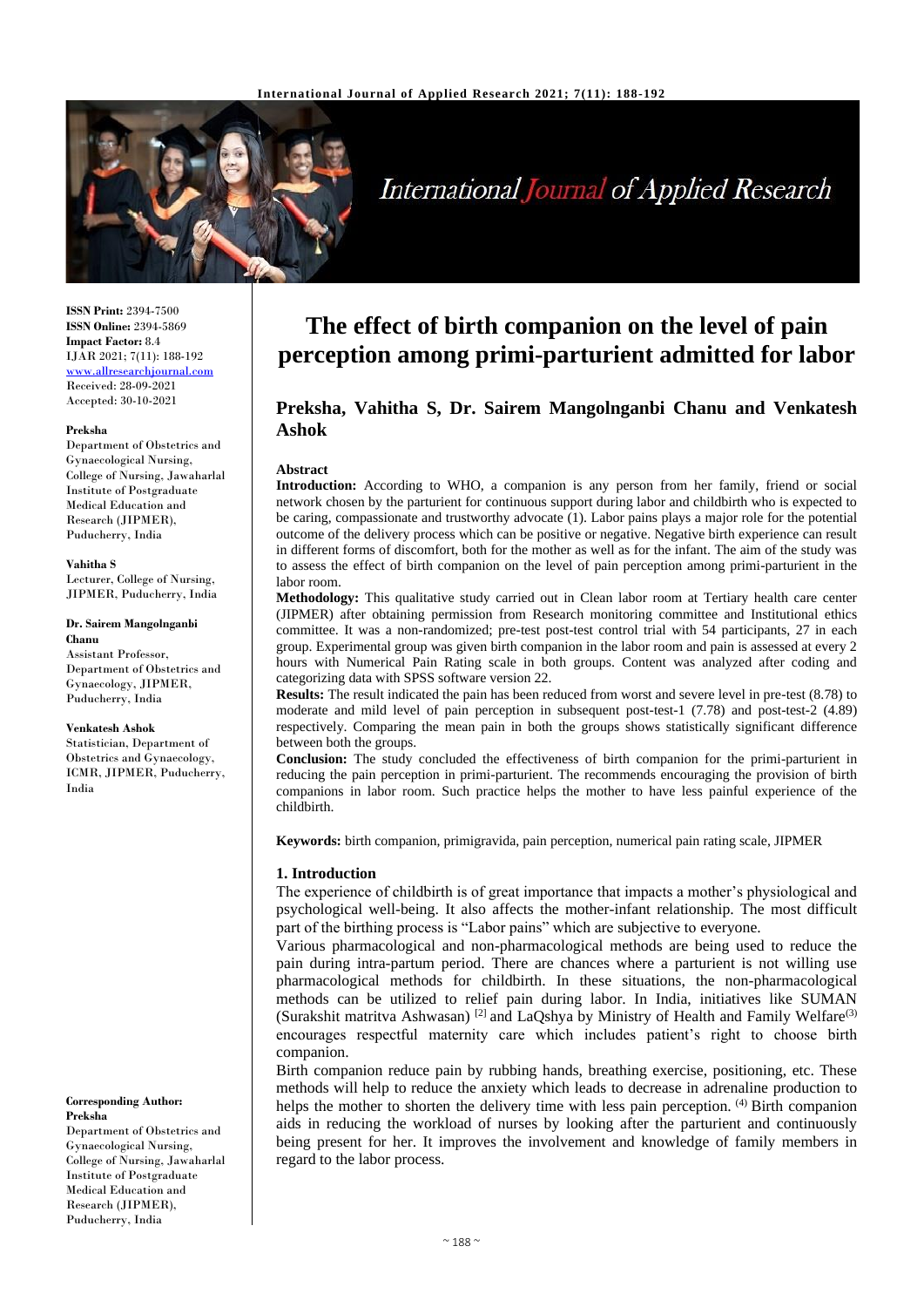# The effect of birth companion on the level of pain perception among primi-parturient admitted for labor

**Preksha, Vahitha S, Dr. Sairem Mangolnganbi Chanu and Venkatesh Ashok**

ISSN Print: 2394-7500
ISSN Online: 2394-5869
Impact Factor: 8.4
IJAR 2021; 7(11): 188-192
www.allresearchjournal.com
Received: 28-09-2021
Accepted: 30-10-2021

**Preksha**
Department of Obstetrics and Gynaecological Nursing, College of Nursing, Jawaharlal Institute of Postgraduate Medical Education and Research (JIPMER), Puducherry, India

**Vahitha S**
Lecturer, College of Nursing, JIPMER, Puducherry, India

**Dr. Sairem Mangolnganbi Chanu**
Assistant Professor, Department of Obstetrics and Gynaecology, JIPMER, Puducherry, India

**Venkatesh Ashok**
Statistician, Department of Obstetrics and Gynaecology, ICMR, JIPMER, Puducherry, India

**Corresponding Author:**
**Preksha**
Department of Obstetrics and Gynaecological Nursing, College of Nursing, Jawaharlal Institute of Postgraduate Medical Education and Research (JIPMER), Puducherry, India

## Abstract

**Introduction:** According to WHO, a companion is any person from her family, friend or social network chosen by the parturient for continuous support during labor and childbirth who is expected to be caring, compassionate and trustworthy advocate (1). Labor pains plays a major role for the potential outcome of the delivery process which can be positive or negative. Negative birth experience can result in different forms of discomfort, both for the mother as well as for the infant. The aim of the study was to assess the effect of birth companion on the level of pain perception among primi-parturient in the labor room.

**Methodology:** This qualitative study carried out in Clean labor room at Tertiary health care center (JIPMER) after obtaining permission from Research monitoring committee and Institutional ethics committee. It was a non-randomized; pre-test post-test control trial with 54 participants, 27 in each group. Experimental group was given birth companion in the labor room and pain is assessed at every 2 hours with Numerical Pain Rating scale in both groups. Content was analyzed after coding and categorizing data with SPSS software version 22.

**Results:** The result indicated the pain has been reduced from worst and severe level in pre-test (8.78) to moderate and mild level of pain perception in subsequent post-test-1 (7.78) and post-test-2 (4.89) respectively. Comparing the mean pain in both the groups shows statistically significant difference between both the groups.

**Conclusion:** The study concluded the effectiveness of birth companion for the primi-parturient in reducing the pain perception in primi-parturient. The recommends encouraging the provision of birth companions in labor room. Such practice helps the mother to have less painful experience of the childbirth.

**Keywords:** birth companion, primigravida, pain perception, numerical pain rating scale, JIPMER

## 1. Introduction

The experience of childbirth is of great importance that impacts a mother's physiological and psychological well-being. It also affects the mother-infant relationship. The most difficult part of the birthing process is "Labor pains" which are subjective to everyone.

Various pharmacological and non-pharmacological methods are being used to reduce the pain during intra-partum period. There are chances where a parturient is not willing use pharmacological methods for childbirth. In these situations, the non-pharmacological methods can be utilized to relief pain during labor. In India, initiatives like SUMAN (Surakshit matritva Ashwasan) [2] and LaQshya by Ministry of Health and Family Welfare[3] encourages respectful maternity care which includes patient's right to choose birth companion.

Birth companion reduce pain by rubbing hands, breathing exercise, positioning, etc. These methods will help to reduce the anxiety which leads to decrease in adrenaline production to helps the mother to shorten the delivery time with less pain perception. [4] Birth companion aids in reducing the workload of nurses by looking after the parturient and continuously being present for her. It improves the involvement and knowledge of family members in regard to the labor process.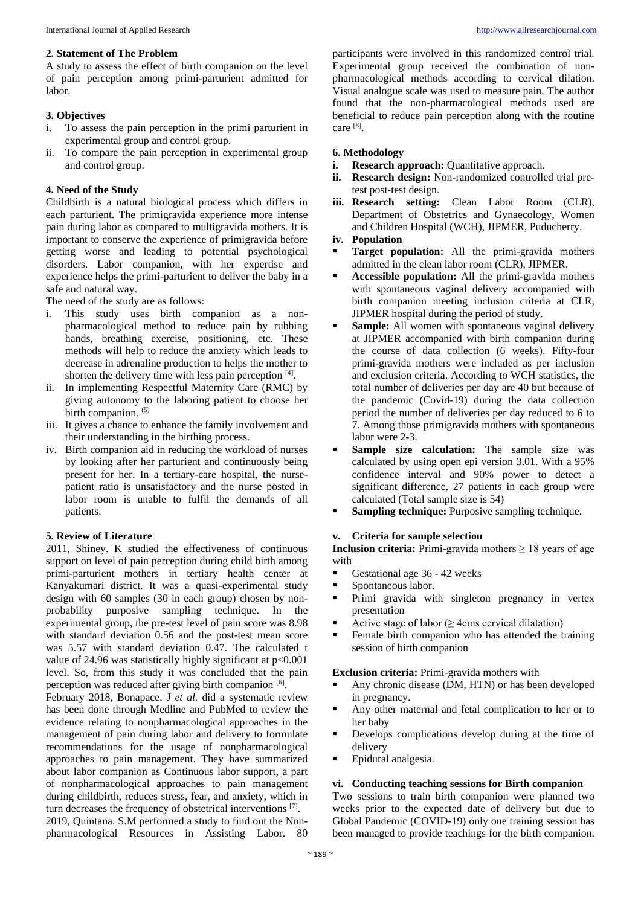## 2. Statement of The Problem

A study to assess the effect of birth companion on the level of pain perception among primi-parturient admitted for labor.

## 3. Objectives

i. To assess the pain perception in the primi parturient in experimental group and control group.
ii. To compare the pain perception in experimental group and control group.

## 4. Need of the Study

Childbirth is a natural biological process which differs in each parturient. The primigravida experience more intense pain during labor as compared to multigravida mothers. It is important to conserve the experience of primigravida before getting worse and leading to potential psychological disorders. Labor companion, with her expertise and experience helps the primi-parturient to deliver the baby in a safe and natural way.

The need of the study are as follows:

i. This study uses birth companion as a non-pharmacological method to reduce pain by rubbing hands, breathing exercise, positioning, etc. These methods will help to reduce the anxiety which leads to decrease in adrenaline production to helps the mother to shorten the delivery time with less pain perception [4].
ii. In implementing Respectful Maternity Care (RMC) by giving autonomy to the laboring patient to choose her birth companion. [5]
iii. It gives a chance to enhance the family involvement and their understanding in the birthing process.
iv. Birth companion aid in reducing the workload of nurses by looking after her parturient and continuously being present for her. In a tertiary-care hospital, the nurse-patient ratio is unsatisfactory and the nurse posted in labor room is unable to fulfil the demands of all patients.

## 5. Review of Literature

2011, Shiney. K studied the effectiveness of continuous support on level of pain perception during child birth among primi-parturient mothers in tertiary health center at Kanyakumari district. It was a quasi-experimental study design with 60 samples (30 in each group) chosen by non-probability purposive sampling technique. In the experimental group, the pre-test level of pain score was 8.98 with standard deviation 0.56 and the post-test mean score was 5.57 with standard deviation 0.47. The calculated t value of 24.96 was statistically highly significant at $p<0.001$ level. So, from this study it was concluded that the pain perception was reduced after giving birth companion [6].

February 2018, Bonapace. J *et al.* did a systematic review has been done through Medline and PubMed to review the evidence relating to nonpharmacological approaches in the management of pain during labor and delivery to formulate recommendations for the usage of nonpharmacological approaches to pain management. They have summarized about labor companion as Continuous labor support, a part of nonpharmacological approaches to pain management during childbirth, reduces stress, fear, and anxiety, which in turn decreases the frequency of obstetrical interventions [7].

2019, Quintana. S.M performed a study to find out the Non-pharmacological Resources in Assisting Labor. 80 participants were involved in this randomized control trial. Experimental group received the combination of non-pharmacological methods according to cervical dilation. Visual analogue scale was used to measure pain. The author found that the non-pharmacological methods used are beneficial to reduce pain perception along with the routine care [8].

## 6. Methodology

**i. Research approach:** Quantitative approach.
**ii. Research design:** Non-randomized controlled trial pre-test post-test design.
**iii. Research setting:** Clean Labor Room (CLR), Department of Obstetrics and Gynaecology, Women and Children Hospital (WCH), JIPMER, Puducherry.
**iv. Population**

- **Target population:** All the primi-gravida mothers admitted in the clean labor room (CLR), JIPMER.
- **Accessible population:** All the primi-gravida mothers with spontaneous vaginal delivery accompanied with birth companion meeting inclusion criteria at CLR, JIPMER hospital during the period of study.
- **Sample:** All women with spontaneous vaginal delivery at JIPMER accompanied with birth companion during the course of data collection (6 weeks). Fifty-four primi-gravida mothers were included as per inclusion and exclusion criteria. According to WCH statistics, the total number of deliveries per day are 40 but because of the pandemic (Covid-19) during the data collection period the number of deliveries per day reduced to 6 to 7. Among those primigravida mothers with spontaneous labor were 2-3.
- **Sample size calculation:** The sample size was calculated by using open epi version 3.01. With a 95% confidence interval and 90% power to detect a significant difference, 27 patients in each group were calculated (Total sample size is 54)
- **Sampling technique:** Purposive sampling technique.

**v. Criteria for sample selection**

**Inclusion criteria:** Primi-gravida mothers $\geq$ 18 years of age with

- Gestational age 36 - 42 weeks
- Spontaneous labor.
- Primi gravida with singleton pregnancy in vertex presentation
- Active stage of labor ($\geq$ 4cms cervical dilatation)
- Female birth companion who has attended the training session of birth companion

**Exclusion criteria:** Primi-gravida mothers with

- Any chronic disease (DM, HTN) or has been developed in pregnancy.
- Any other maternal and fetal complication to her or to her baby
- Develops complications develop during at the time of delivery
- Epidural analgesia.

**vi. Conducting teaching sessions for Birth companion**

Two sessions to train birth companion were planned two weeks prior to the expected date of delivery but due to Global Pandemic (COVID-19) only one training session has been managed to provide teachings for the birth companion.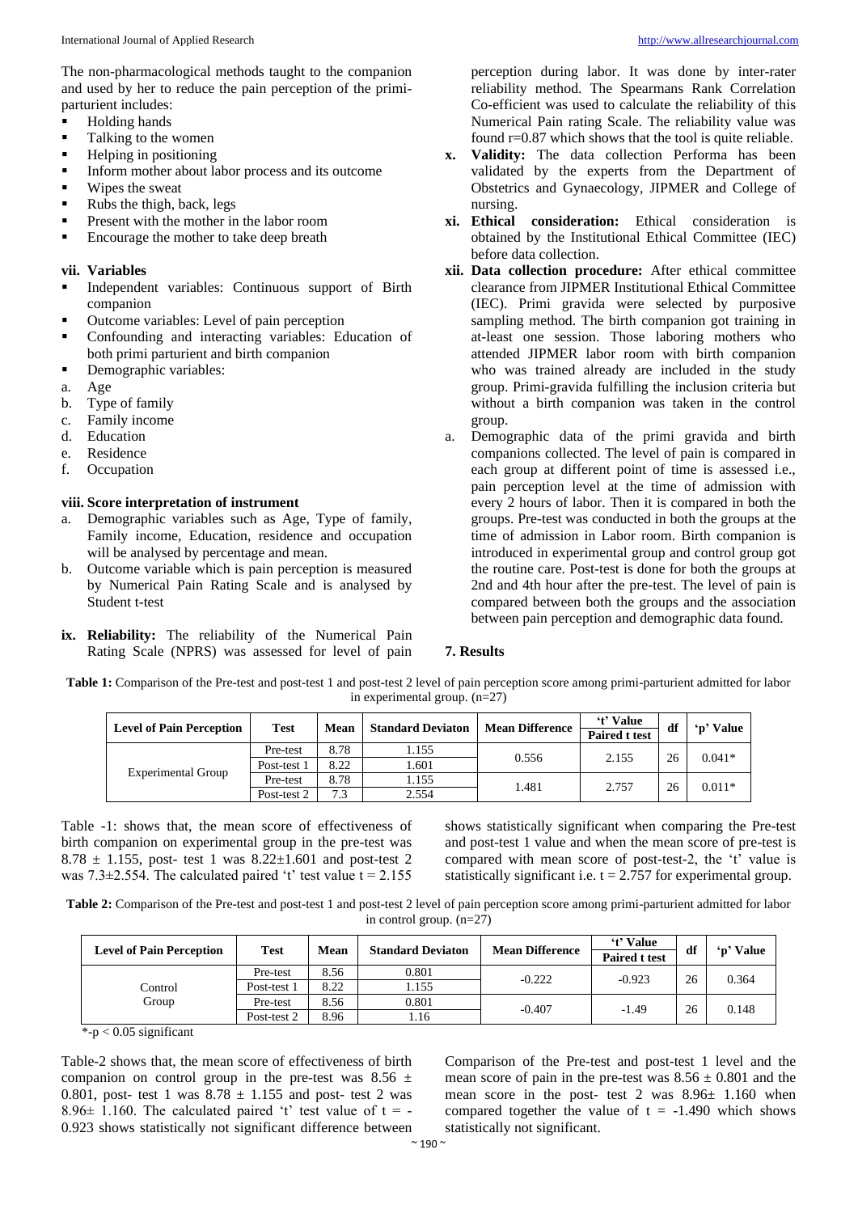The non-pharmacological methods taught to the companion and used by her to reduce the pain perception of the primi-parturient includes:

- Holding hands
- Talking to the women
- Helping in positioning
- Inform mother about labor process and its outcome
- Wipes the sweat
- Rubs the thigh, back, legs
- Present with the mother in the labor room
- Encourage the mother to take deep breath

**vii. Variables**

- Independent variables: Continuous support of Birth companion
- Outcome variables: Level of pain perception
- Confounding and interacting variables: Education of both primi parturient and birth companion
- Demographic variables:

a. Age
b. Type of family
c. Family income
d. Education
e. Residence
f. Occupation

**viii. Score interpretation of instrument**

a. Demographic variables such as Age, Type of family, Family income, Education, residence and occupation will be analysed by percentage and mean.
b. Outcome variable which is pain perception is measured by Numerical Pain Rating Scale and is analysed by Student t-test

**ix. Reliability:** The reliability of the Numerical Pain Rating Scale (NPRS) was assessed for level of pain perception during labor. It was done by inter-rater reliability method. The Spearmans Rank Correlation Co-efficient was used to calculate the reliability of this Numerical Pain rating Scale. The reliability value was found r=0.87 which shows that the tool is quite reliable.

**x. Validity:** The data collection Performa has been validated by the experts from the Department of Obstetrics and Gynaecology, JIPMER and College of nursing.

**xi. Ethical consideration:** Ethical consideration is obtained by the Institutional Ethical Committee (IEC) before data collection.

**xii. Data collection procedure:** After ethical committee clearance from JIPMER Institutional Ethical Committee (IEC). Primi gravida were selected by purposive sampling method. The birth companion got training in at-least one session. Those laboring mothers who attended JIPMER labor room with birth companion who was trained already are included in the study group. Primi-gravida fulfilling the inclusion criteria but without a birth companion was taken in the control group.

a. Demographic data of the primi gravida and birth companions collected. The level of pain is compared in each group at different point of time is assessed i.e., pain perception level at the time of admission with every 2 hours of labor. Then it is compared in both the groups. Pre-test was conducted in both the groups at the time of admission in Labor room. Birth companion is introduced in experimental group and control group got the routine care. Post-test is done for both the groups at 2nd and 4th hour after the pre-test. The level of pain is compared between both the groups and the association between pain perception and demographic data found.

## 7. Results

**Table 1:** Comparison of the Pre-test and post-test 1 and post-test 2 level of pain perception score among primi-parturient admitted for labor in experimental group. (n=27)

| Level of Pain Perception | Test | Mean | Standard Deviaton | Mean Difference | 't' Value Paired t test | df | 'p' Value |
|---|---|---|---|---|---|---|---|
| Experimental Group | Pre-test | 8.78 | 1.155 | 0.556 | 2.155 | 26 | 0.041* |
| | Post-test 1 | 8.22 | 1.601 | | | | |
| | Pre-test | 8.78 | 1.155 | 1.481 | 2.757 | 26 | 0.011* |
| | Post-test 2 | 7.3 | 2.554 | | | | |

Table -1: shows that, the mean score of effectiveness of birth companion on experimental group in the pre-test was 8.78 ± 1.155, post- test 1 was 8.22±1.601 and post-test 2 was 7.3±2.554. The calculated paired 't' test value t = 2.155 shows statistically significant when comparing the Pre-test and post-test 1 value and when the mean score of pre-test is compared with mean score of post-test-2, the 't' value is statistically significant i.e. t = 2.757 for experimental group.

**Table 2:** Comparison of the Pre-test and post-test 1 and post-test 2 level of pain perception score among primi-parturient admitted for labor in control group. (n=27)

| Level of Pain Perception | Test | Mean | Standard Deviaton | Mean Difference | 't' Value Paired t test | df | 'p' Value |
|---|---|---|---|---|---|---|---|
| Control Group | Pre-test | 8.56 | 0.801 | -0.222 | -0.923 | 26 | 0.364 |
| | Post-test 1 | 8.22 | 1.155 | | | | |
| | Pre-test | 8.56 | 0.801 | -0.407 | -1.49 | 26 | 0.148 |
| | Post-test 2 | 8.96 | 1.16 | | | | |

*-p < 0.05 significant

Table-2 shows that, the mean score of effectiveness of birth companion on control group in the pre-test was 8.56 ± 0.801, post- test 1 was 8.78 ± 1.155 and post- test 2 was 8.96± 1.160. The calculated paired 't' test value of t = -0.923 shows statistically not significant difference between Comparison of the Pre-test and post-test 1 level and the mean score of pain in the pre-test was 8.56 ± 0.801 and the mean score in the post- test 2 was 8.96± 1.160 when compared together the value of t = -1.490 which shows statistically not significant.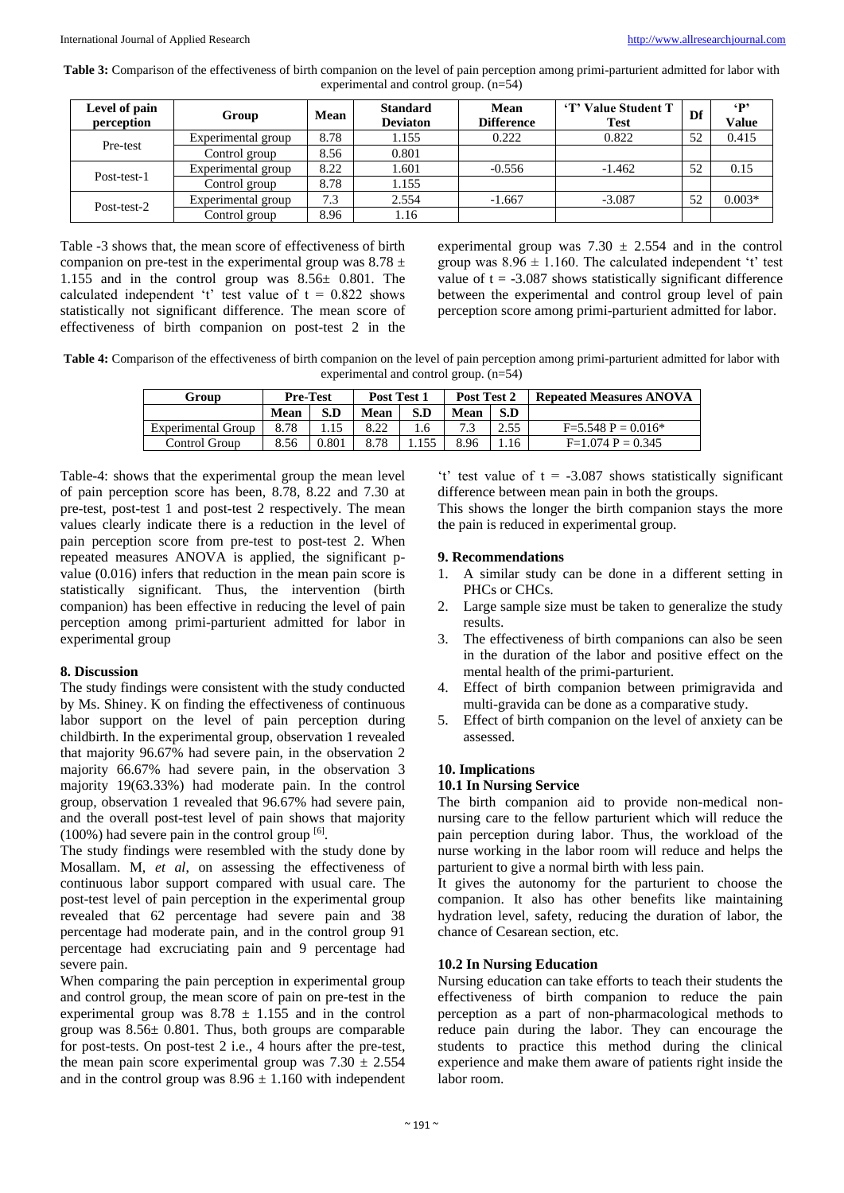**Table 3:** Comparison of the effectiveness of birth companion on the level of pain perception among primi-parturient admitted for labor with experimental and control group. (n=54)

| Level of pain perception | Group | Mean | Standard Deviaton | Mean Difference | 'T' Value Student T Test | Df | 'P' Value |
|---|---|---|---|---|---|---|---|
| Pre-test | Experimental group | 8.78 | 1.155 | 0.222 | 0.822 | 52 | 0.415 |
| | Control group | 8.56 | 0.801 | | | | |
| Post-test-1 | Experimental group | 8.22 | 1.601 | -0.556 | -1.462 | 52 | 0.15 |
| | Control group | 8.78 | 1.155 | | | | |
| Post-test-2 | Experimental group | 7.3 | 2.554 | -1.667 | -3.087 | 52 | 0.003* |
| | Control group | 8.96 | 1.16 | | | | |

Table -3 shows that, the mean score of effectiveness of birth companion on pre-test in the experimental group was 8.78 ± 1.155 and in the control group was 8.56± 0.801. The calculated independent 't' test value of t = 0.822 shows statistically not significant difference. The mean score of effectiveness of birth companion on post-test 2 in the experimental group was 7.30 ± 2.554 and in the control group was 8.96 ± 1.160. The calculated independent 't' test value of t = -3.087 shows statistically significant difference between the experimental and control group level of pain perception score among primi-parturient admitted for labor.

**Table 4:** Comparison of the effectiveness of birth companion on the level of pain perception among primi-parturient admitted for labor with experimental and control group. (n=54)

| Group | Pre-Test | | Post Test 1 | | Post Test 2 | | Repeated Measures ANOVA |
|---|---|---|---|---|---|---|---|
| | Mean | S.D | Mean | S.D | Mean | S.D | |
| Experimental Group | 8.78 | 1.15 | 8.22 | 1.6 | 7.3 | 2.55 | F=5.548 P = 0.016* |
| Control Group | 8.56 | 0.801 | 8.78 | 1.155 | 8.96 | 1.16 | F=1.074 P = 0.345 |

Table-4: shows that the experimental group the mean level of pain perception score has been, 8.78, 8.22 and 7.30 at pre-test, post-test 1 and post-test 2 respectively. The mean values clearly indicate there is a reduction in the level of pain perception score from pre-test to post-test 2. When repeated measures ANOVA is applied, the significant p-value (0.016) infers that reduction in the mean pain score is statistically significant. Thus, the intervention (birth companion) has been effective in reducing the level of pain perception among primi-parturient admitted for labor in experimental group

## 8. Discussion

The study findings were consistent with the study conducted by Ms. Shiney. K on finding the effectiveness of continuous labor support on the level of pain perception during childbirth. In the experimental group, observation 1 revealed that majority 96.67% had severe pain, in the observation 2 majority 66.67% had severe pain, in the observation 3 majority 19(63.33%) had moderate pain. In the control group, observation 1 revealed that 96.67% had severe pain, and the overall post-test level of pain shows that majority (100%) had severe pain in the control group [6].

The study findings were resembled with the study done by Mosallam. M, *et al*, on assessing the effectiveness of continuous labor support compared with usual care. The post-test level of pain perception in the experimental group revealed that 62 percentage had severe pain and 38 percentage had moderate pain, and in the control group 91 percentage had excruciating pain and 9 percentage had severe pain.

When comparing the pain perception in experimental group and control group, the mean score of pain on pre-test in the experimental group was 8.78 ± 1.155 and in the control group was 8.56± 0.801. Thus, both groups are comparable for post-tests. On post-test 2 i.e., 4 hours after the pre-test, the mean pain score experimental group was 7.30 ± 2.554 and in the control group was 8.96 ± 1.160 with independent 't' test value of t = -3.087 shows statistically significant difference between mean pain in both the groups.

This shows the longer the birth companion stays the more the pain is reduced in experimental group.

## 9. Recommendations

1. A similar study can be done in a different setting in PHCs or CHCs.
2. Large sample size must be taken to generalize the study results.
3. The effectiveness of birth companions can also be seen in the duration of the labor and positive effect on the mental health of the primi-parturient.
4. Effect of birth companion between primigravida and multi-gravida can be done as a comparative study.
5. Effect of birth companion on the level of anxiety can be assessed.

## 10. Implications

### 10.1 In Nursing Service

The birth companion aid to provide non-medical non-nursing care to the fellow parturient which will reduce the pain perception during labor. Thus, the workload of the nurse working in the labor room will reduce and helps the parturient to give a normal birth with less pain.

It gives the autonomy for the parturient to choose the companion. It also has other benefits like maintaining hydration level, safety, reducing the duration of labor, the chance of Cesarean section, etc.

### 10.2 In Nursing Education

Nursing education can take efforts to teach their students the effectiveness of birth companion to reduce the pain perception as a part of non-pharmacological methods to reduce pain during the labor. They can encourage the students to practice this method during the clinical experience and make them aware of patients right inside the labor room.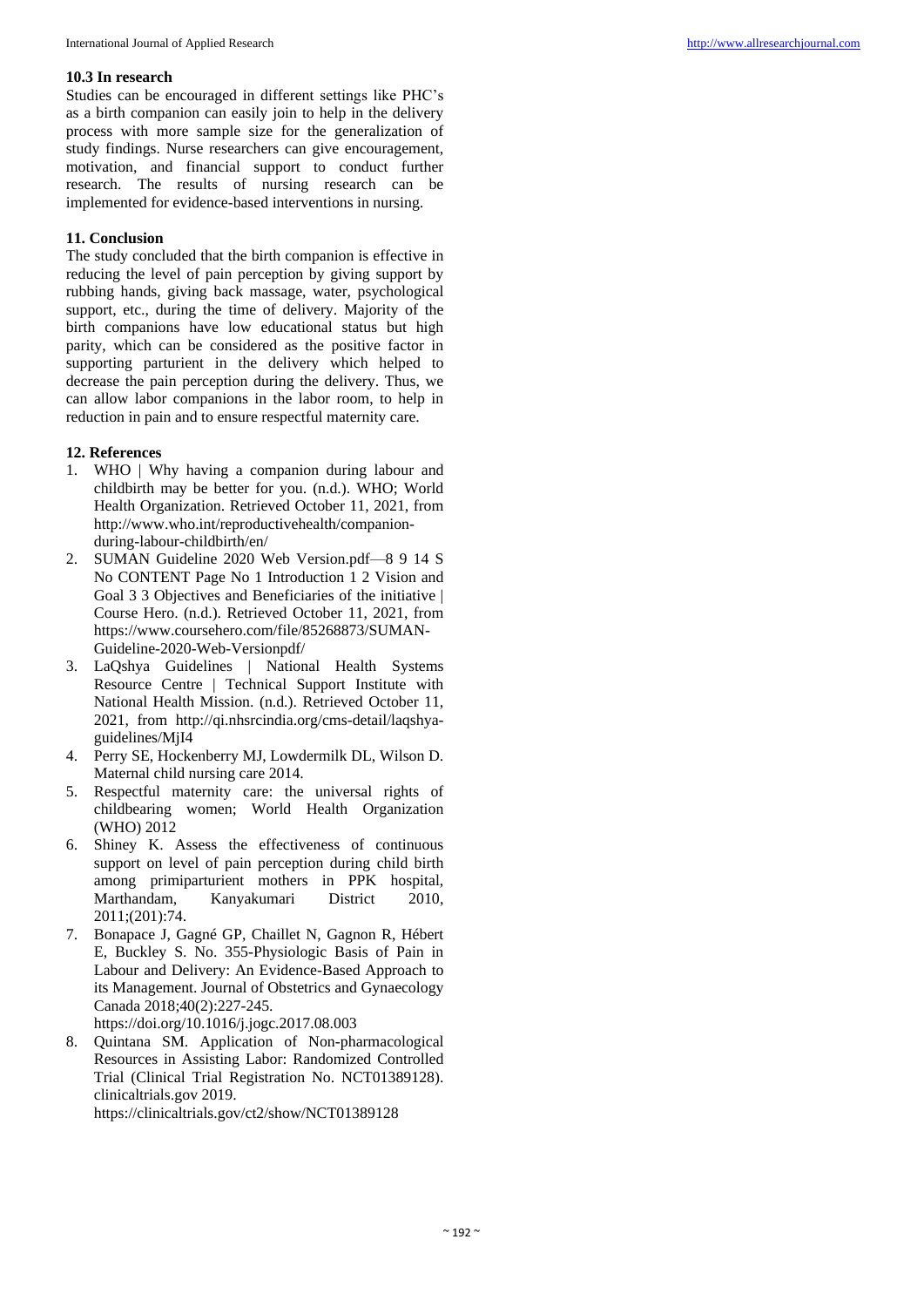### 10.3 In research

Studies can be encouraged in different settings like PHC's as a birth companion can easily join to help in the delivery process with more sample size for the generalization of study findings. Nurse researchers can give encouragement, motivation, and financial support to conduct further research. The results of nursing research can be implemented for evidence-based interventions in nursing.

## 11. Conclusion

The study concluded that the birth companion is effective in reducing the level of pain perception by giving support by rubbing hands, giving back massage, water, psychological support, etc., during the time of delivery. Majority of the birth companions have low educational status but high parity, which can be considered as the positive factor in supporting parturient in the delivery which helped to decrease the pain perception during the delivery. Thus, we can allow labor companions in the labor room, to help in reduction in pain and to ensure respectful maternity care.

## 12. References

1. WHO | Why having a companion during labour and childbirth may be better for you. (n.d.). WHO; World Health Organization. Retrieved October 11, 2021, from http://www.who.int/reproductivehealth/companion-during-labour-childbirth/en/
2. SUMAN Guideline 2020 Web Version.pdf—8 9 14 S No CONTENT Page No 1 Introduction 1 2 Vision and Goal 3 3 Objectives and Beneficiaries of the initiative | Course Hero. (n.d.). Retrieved October 11, 2021, from https://www.coursehero.com/file/85268873/SUMAN-Guideline-2020-Web-Versionpdf/
3. LaQshya Guidelines | National Health Systems Resource Centre | Technical Support Institute with National Health Mission. (n.d.). Retrieved October 11, 2021, from http://qi.nhsrcindia.org/cms-detail/laqshya-guidelines/MjI4
4. Perry SE, Hockenberry MJ, Lowdermilk DL, Wilson D. Maternal child nursing care 2014.
5. Respectful maternity care: the universal rights of childbearing women; World Health Organization (WHO) 2012
6. Shiney K. Assess the effectiveness of continuous support on level of pain perception during child birth among primiparturient mothers in PPK hospital, Marthandam, Kanyakumari District 2010, 2011;(201):74.
7. Bonapace J, Gagné GP, Chaillet N, Gagnon R, Hébert E, Buckley S. No. 355-Physiologic Basis of Pain in Labour and Delivery: An Evidence-Based Approach to its Management. Journal of Obstetrics and Gynaecology Canada 2018;40(2):227-245. https://doi.org/10.1016/j.jogc.2017.08.003
8. Quintana SM. Application of Non-pharmacological Resources in Assisting Labor: Randomized Controlled Trial (Clinical Trial Registration No. NCT01389128). clinicaltrials.gov 2019. https://clinicaltrials.gov/ct2/show/NCT01389128